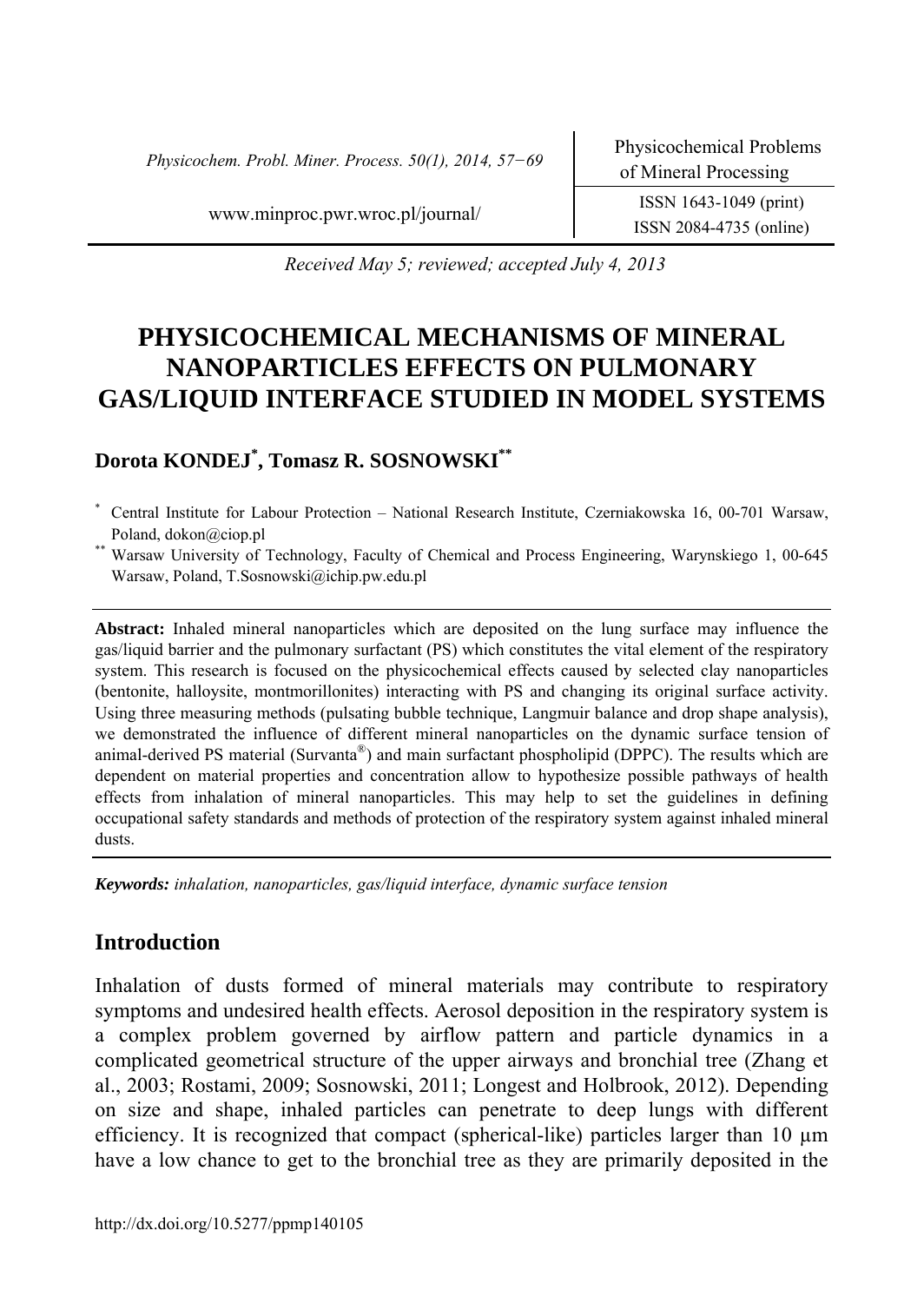Received May 5; reviewed; accepted July 4, 2013

# PHYSICOCHEMICAL MECHANISMS OF MINERAL NANOPARTICLES EFFECTS ON PULMONARY GAS/LIQUID INTERFACE STUDIED IN MODEL SYSTEMS

**Dorota KONDEJ[*], Tomasz R. SOSNOWSKI[**]**

[*] Central Institute for Labour Protection – National Research Institute, Czerniakowska 16, 00-701 Warsaw, Poland, dokon@ciop.pl

[**] Warsaw University of Technology, Faculty of Chemical and Process Engineering, Warynskiego 1, 00-645 Warsaw, Poland, T.Sosnowski@ichip.pw.edu.pl

**Abstract:** Inhaled mineral nanoparticles which are deposited on the lung surface may influence the gas/liquid barrier and the pulmonary surfactant (PS) which constitutes the vital element of the respiratory system. This research is focused on the physicochemical effects caused by selected clay nanoparticles (bentonite, halloysite, montmorillonites) interacting with PS and changing its original surface activity. Using three measuring methods (pulsating bubble technique, Langmuir balance and drop shape analysis), we demonstrated the influence of different mineral nanoparticles on the dynamic surface tension of animal-derived PS material (Survanta®) and main surfactant phospholipid (DPPC). The results which are dependent on material properties and concentration allow to hypothesize possible pathways of health effects from inhalation of mineral nanoparticles. This may help to set the guidelines in defining occupational safety standards and methods of protection of the respiratory system against inhaled mineral dusts.

***Keywords:*** *inhalation, nanoparticles, gas/liquid interface, dynamic surface tension*

## Introduction

Inhalation of dusts formed of mineral materials may contribute to respiratory symptoms and undesired health effects. Aerosol deposition in the respiratory system is a complex problem governed by airflow pattern and particle dynamics in a complicated geometrical structure of the upper airways and bronchial tree (Zhang et al., 2003; Rostami, 2009; Sosnowski, 2011; Longest and Holbrook, 2012). Depending on size and shape, inhaled particles can penetrate to deep lungs with different efficiency. It is recognized that compact (spherical-like) particles larger than 10 µm have a low chance to get to the bronchial tree as they are primarily deposited in the

http://dx.doi.org/10.5277/ppmp140105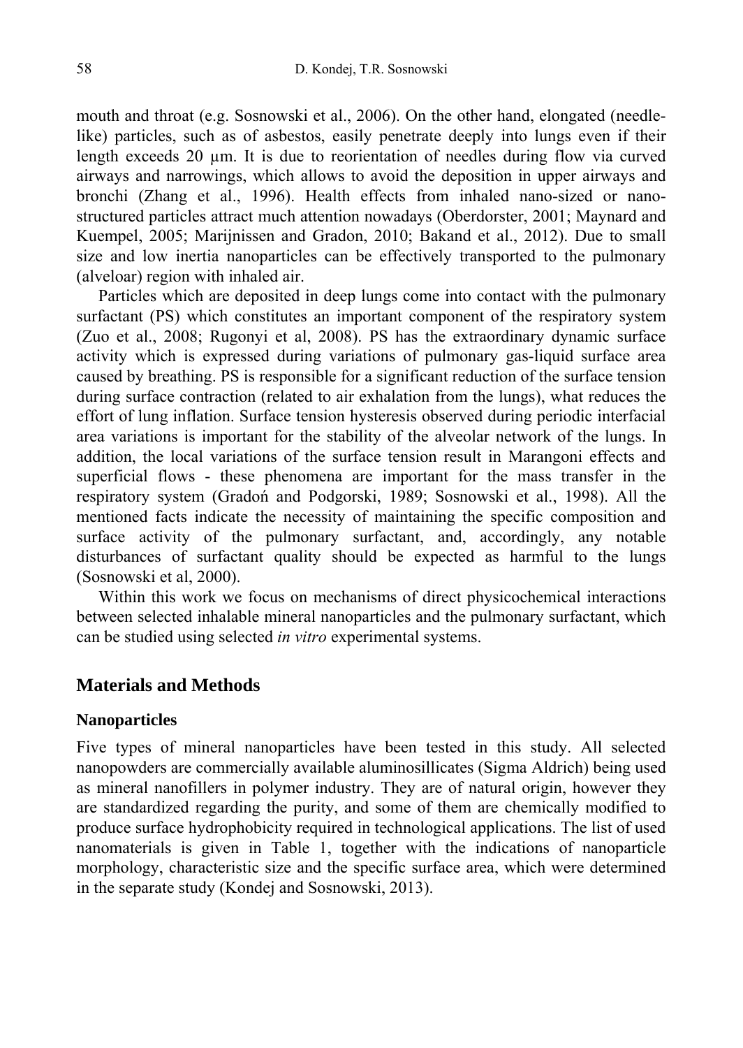mouth and throat (e.g. Sosnowski et al., 2006). On the other hand, elongated (needle-like) particles, such as of asbestos, easily penetrate deeply into lungs even if their length exceeds 20 µm. It is due to reorientation of needles during flow via curved airways and narrowings, which allows to avoid the deposition in upper airways and bronchi (Zhang et al., 1996). Health effects from inhaled nano-sized or nano-structured particles attract much attention nowadays (Oberdorster, 2001; Maynard and Kuempel, 2005; Marijnissen and Gradon, 2010; Bakand et al., 2012). Due to small size and low inertia nanoparticles can be effectively transported to the pulmonary (alveloar) region with inhaled air.

Particles which are deposited in deep lungs come into contact with the pulmonary surfactant (PS) which constitutes an important component of the respiratory system (Zuo et al., 2008; Rugonyi et al, 2008). PS has the extraordinary dynamic surface activity which is expressed during variations of pulmonary gas-liquid surface area caused by breathing. PS is responsible for a significant reduction of the surface tension during surface contraction (related to air exhalation from the lungs), what reduces the effort of lung inflation. Surface tension hysteresis observed during periodic interfacial area variations is important for the stability of the alveolar network of the lungs. In addition, the local variations of the surface tension result in Marangoni effects and superficial flows - these phenomena are important for the mass transfer in the respiratory system (Gradoń and Podgorski, 1989; Sosnowski et al., 1998). All the mentioned facts indicate the necessity of maintaining the specific composition and surface activity of the pulmonary surfactant, and, accordingly, any notable disturbances of surfactant quality should be expected as harmful to the lungs (Sosnowski et al, 2000).

Within this work we focus on mechanisms of direct physicochemical interactions between selected inhalable mineral nanoparticles and the pulmonary surfactant, which can be studied using selected *in vitro* experimental systems.

## Materials and Methods

### Nanoparticles

Five types of mineral nanoparticles have been tested in this study. All selected nanopowders are commercially available aluminosillicates (Sigma Aldrich) being used as mineral nanofillers in polymer industry. They are of natural origin, however they are standardized regarding the purity, and some of them are chemically modified to produce surface hydrophobicity required in technological applications. The list of used nanomaterials is given in Table 1, together with the indications of nanoparticle morphology, characteristic size and the specific surface area, which were determined in the separate study (Kondej and Sosnowski, 2013).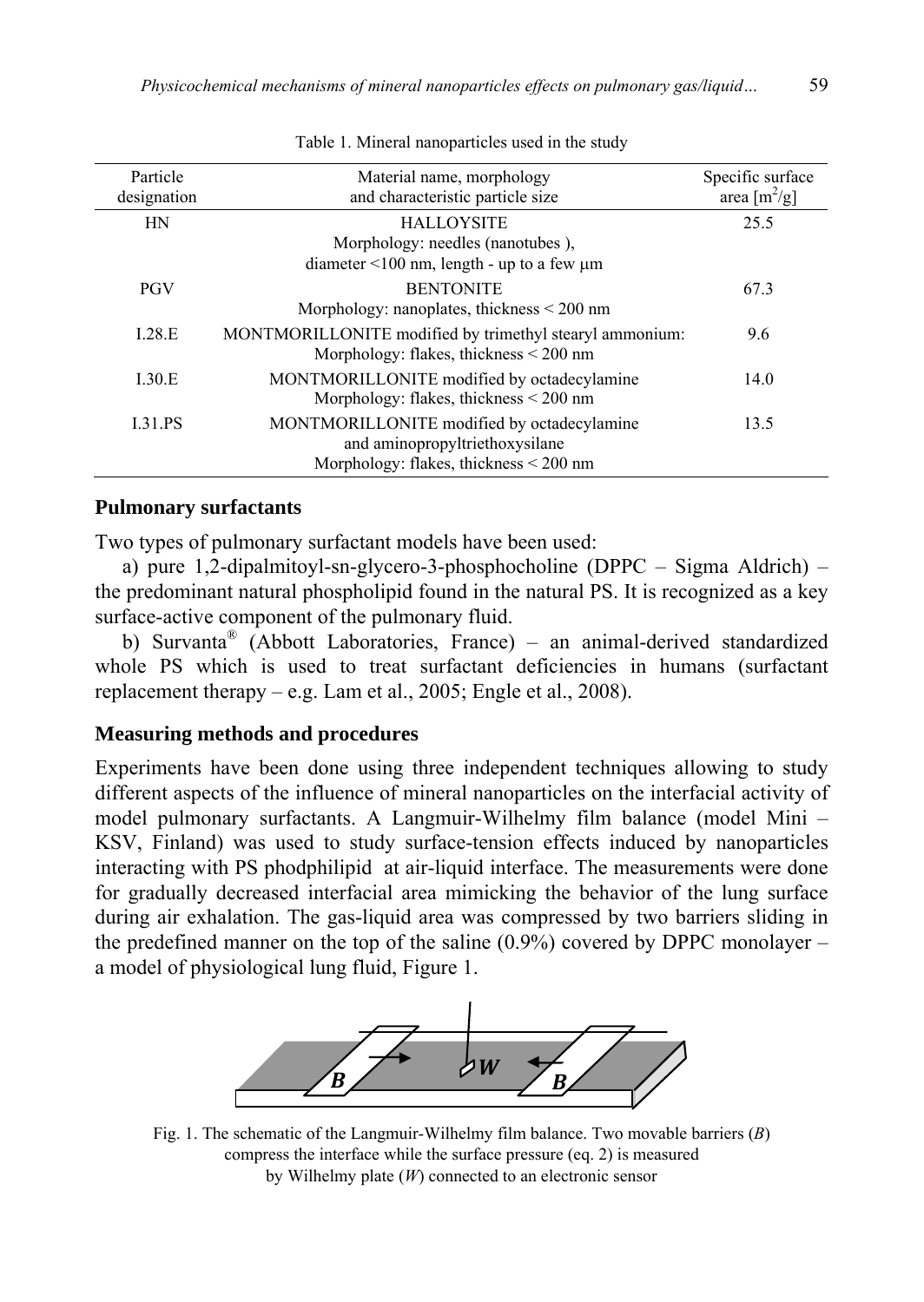Table 1. Mineral nanoparticles used in the study

| Particle designation | Material name, morphology and characteristic particle size | Specific surface area [$m^2$/g] |
|---|---|---|
| HN | HALLOYSITE<br>Morphology: needles (nanotubes ),<br>diameter <100 nm, length - up to a few μm | 25.5 |
| PGV | BENTONITE<br>Morphology: nanoplates, thickness < 200 nm | 67.3 |
| I.28.E | MONTMORILLONITE modified by trimethyl stearyl ammonium:<br>Morphology: flakes, thickness < 200 nm | 9.6 |
| I.30.E | MONTMORILLONITE modified by octadecylamine<br>Morphology: flakes, thickness < 200 nm | 14.0 |
| I.31.PS | MONTMORILLONITE modified by octadecylamine and aminopropyltriethoxysilane<br>Morphology: flakes, thickness < 200 nm | 13.5 |

### Pulmonary surfactants

Two types of pulmonary surfactant models have been used:

a) pure 1,2-dipalmitoyl-sn-glycero-3-phosphocholine (DPPC – Sigma Aldrich) – the predominant natural phospholipid found in the natural PS. It is recognized as a key surface-active component of the pulmonary fluid.

b) Survanta® (Abbott Laboratories, France) – an animal-derived standardized whole PS which is used to treat surfactant deficiencies in humans (surfactant replacement therapy – e.g. Lam et al., 2005; Engle et al., 2008).

### Measuring methods and procedures

Experiments have been done using three independent techniques allowing to study different aspects of the influence of mineral nanoparticles on the interfacial activity of model pulmonary surfactants. A Langmuir-Wilhelmy film balance (model Mini – KSV, Finland) was used to study surface-tension effects induced by nanoparticles interacting with PS phodphilipid at air-liquid interface. The measurements were done for gradually decreased interfacial area mimicking the behavior of the lung surface during air exhalation. The gas-liquid area was compressed by two barriers sliding in the predefined manner on the top of the saline (0.9%) covered by DPPC monolayer – a model of physiological lung fluid, Figure 1.

Fig. 1. The schematic of the Langmuir-Wilhelmy film balance. Two movable barriers (*B*) compress the interface while the surface pressure (eq. 2) is measured by Wilhelmy plate (*W*) connected to an electronic sensor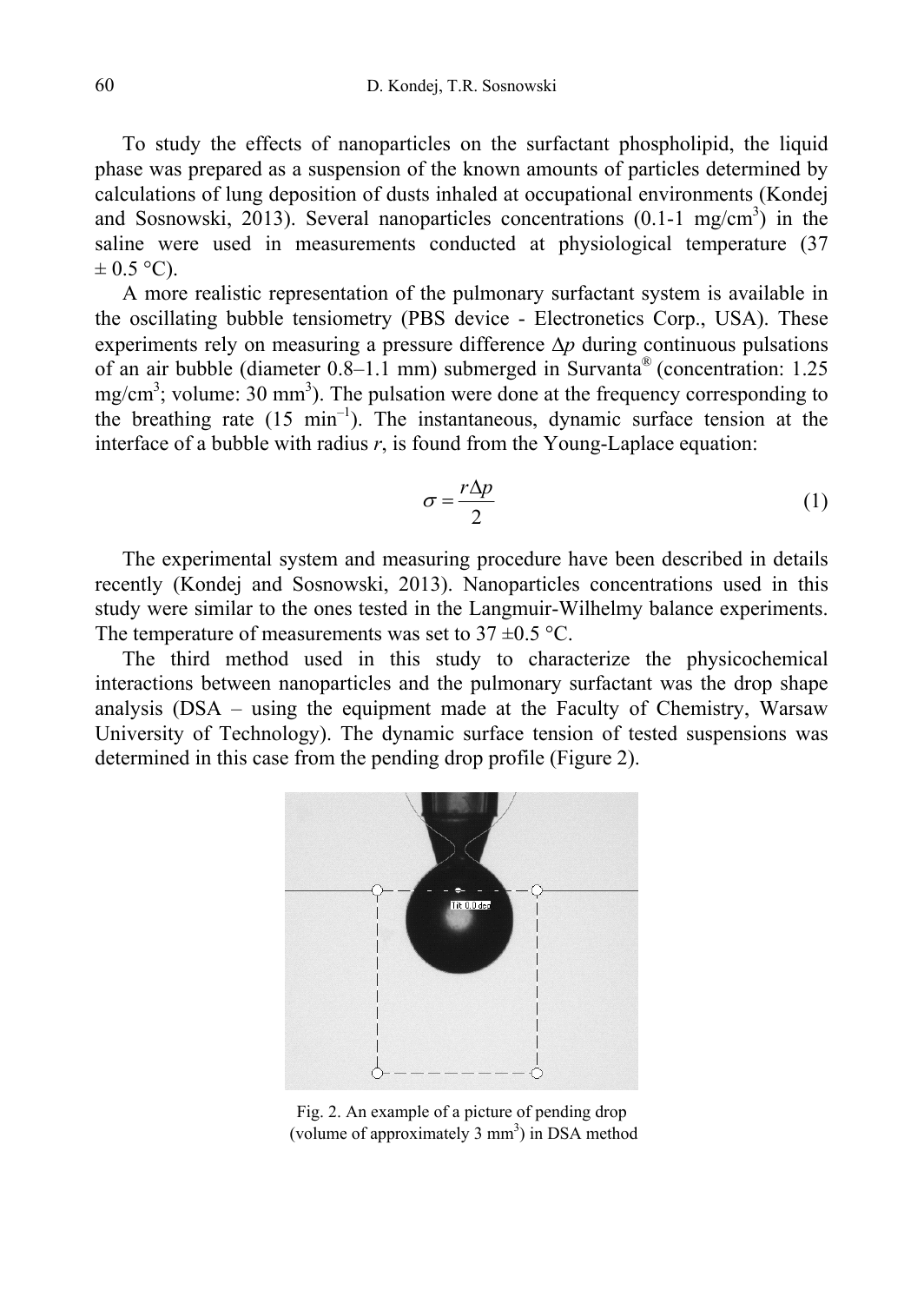To study the effects of nanoparticles on the surfactant phospholipid, the liquid phase was prepared as a suspension of the known amounts of particles determined by calculations of lung deposition of dusts inhaled at occupational environments (Kondej and Sosnowski, 2013). Several nanoparticles concentrations (0.1-1 mg/cm$^3$) in the saline were used in measurements conducted at physiological temperature (37 ± 0.5 °C).

A more realistic representation of the pulmonary surfactant system is available in the oscillating bubble tensiometry (PBS device - Electronetics Corp., USA). These experiments rely on measuring a pressure difference $\Delta p$ during continuous pulsations of an air bubble (diameter 0.8–1.1 mm) submerged in Survanta® (concentration: 1.25 mg/cm$^3$; volume: 30 mm$^3$). The pulsation were done at the frequency corresponding to the breathing rate (15 min$^{-1}$). The instantaneous, dynamic surface tension at the interface of a bubble with radius $r$, is found from the Young-Laplace equation:

$$\sigma = \frac{r\Delta p}{2} \tag{1}$$

The experimental system and measuring procedure have been described in details recently (Kondej and Sosnowski, 2013). Nanoparticles concentrations used in this study were similar to the ones tested in the Langmuir-Wilhelmy balance experiments. The temperature of measurements was set to 37 ±0.5 °C.

The third method used in this study to characterize the physicochemical interactions between nanoparticles and the pulmonary surfactant was the drop shape analysis (DSA – using the equipment made at the Faculty of Chemistry, Warsaw University of Technology). The dynamic surface tension of tested suspensions was determined in this case from the pending drop profile (Figure 2).

Fig. 2. An example of a picture of pending drop (volume of approximately 3 mm$^3$) in DSA method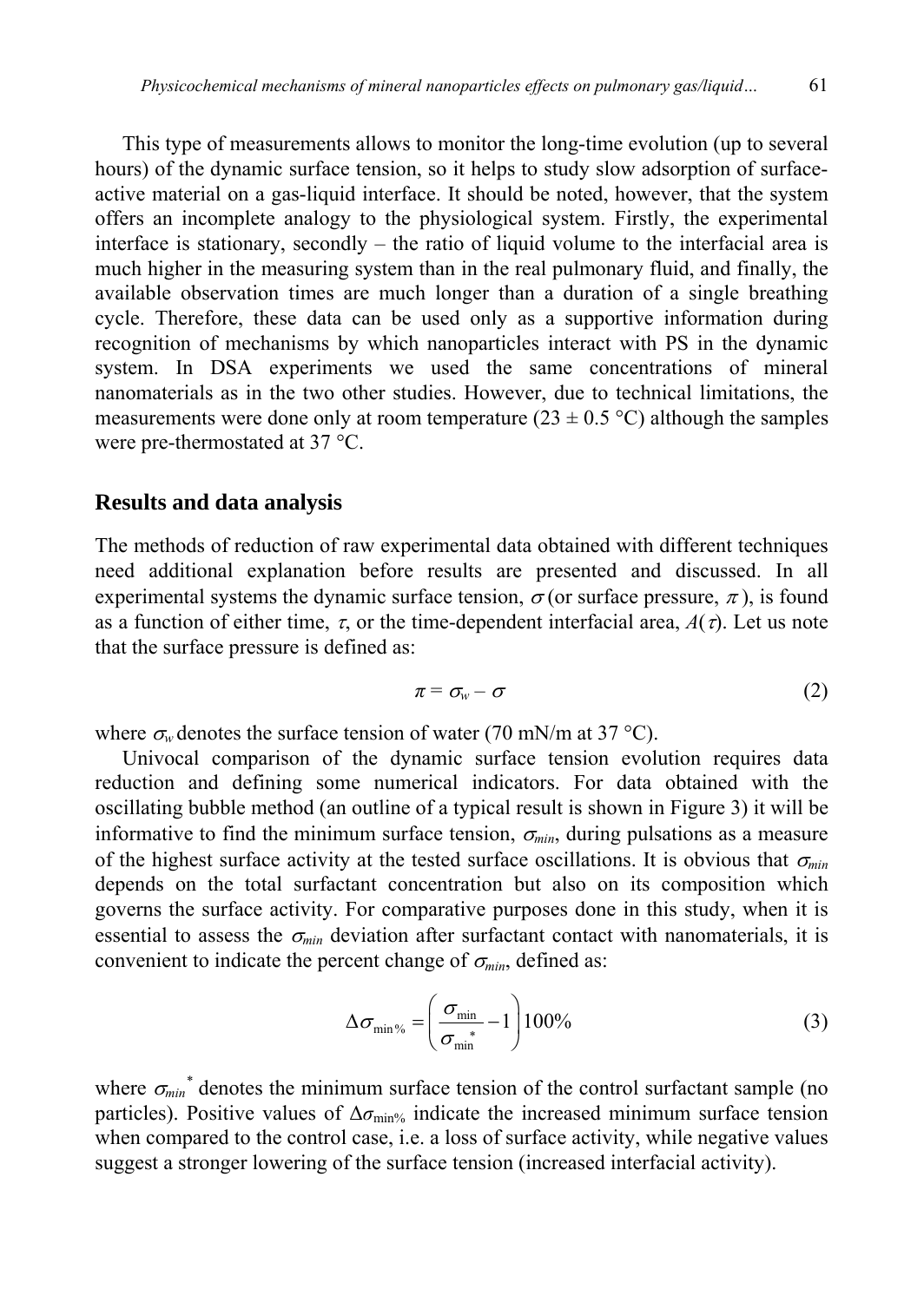This type of measurements allows to monitor the long-time evolution (up to several hours) of the dynamic surface tension, so it helps to study slow adsorption of surface-active material on a gas-liquid interface. It should be noted, however, that the system offers an incomplete analogy to the physiological system. Firstly, the experimental interface is stationary, secondly – the ratio of liquid volume to the interfacial area is much higher in the measuring system than in the real pulmonary fluid, and finally, the available observation times are much longer than a duration of a single breathing cycle. Therefore, these data can be used only as a supportive information during recognition of mechanisms by which nanoparticles interact with PS in the dynamic system. In DSA experiments we used the same concentrations of mineral nanomaterials as in the two other studies. However, due to technical limitations, the measurements were done only at room temperature (23 ± 0.5 °C) although the samples were pre-thermostated at 37 °C.

## Results and data analysis

The methods of reduction of raw experimental data obtained with different techniques need additional explanation before results are presented and discussed. In all experimental systems the dynamic surface tension, $\sigma$ (or surface pressure, $\pi$), is found as a function of either time, $\tau$, or the time-dependent interfacial area, $A(\tau)$. Let us note that the surface pressure is defined as:

$$\pi = \sigma_w - \sigma \tag{2}$$

where $\sigma_w$ denotes the surface tension of water (70 mN/m at 37 °C).

Univocal comparison of the dynamic surface tension evolution requires data reduction and defining some numerical indicators. For data obtained with the oscillating bubble method (an outline of a typical result is shown in Figure 3) it will be informative to find the minimum surface tension, $\sigma_{min}$, during pulsations as a measure of the highest surface activity at the tested surface oscillations. It is obvious that $\sigma_{min}$ depends on the total surfactant concentration but also on its composition which governs the surface activity. For comparative purposes done in this study, when it is essential to assess the $\sigma_{min}$ deviation after surfactant contact with nanomaterials, it is convenient to indicate the percent change of $\sigma_{min}$, defined as:

$$\Delta\sigma_{\min\%} = \left(\frac{\sigma_{\min}}{\sigma_{\min}^{*}} - 1\right)100\% \tag{3}$$

where $\sigma_{min}^{*}$ denotes the minimum surface tension of the control surfactant sample (no particles). Positive values of $\Delta\sigma_{\min\%}$ indicate the increased minimum surface tension when compared to the control case, i.e. a loss of surface activity, while negative values suggest a stronger lowering of the surface tension (increased interfacial activity).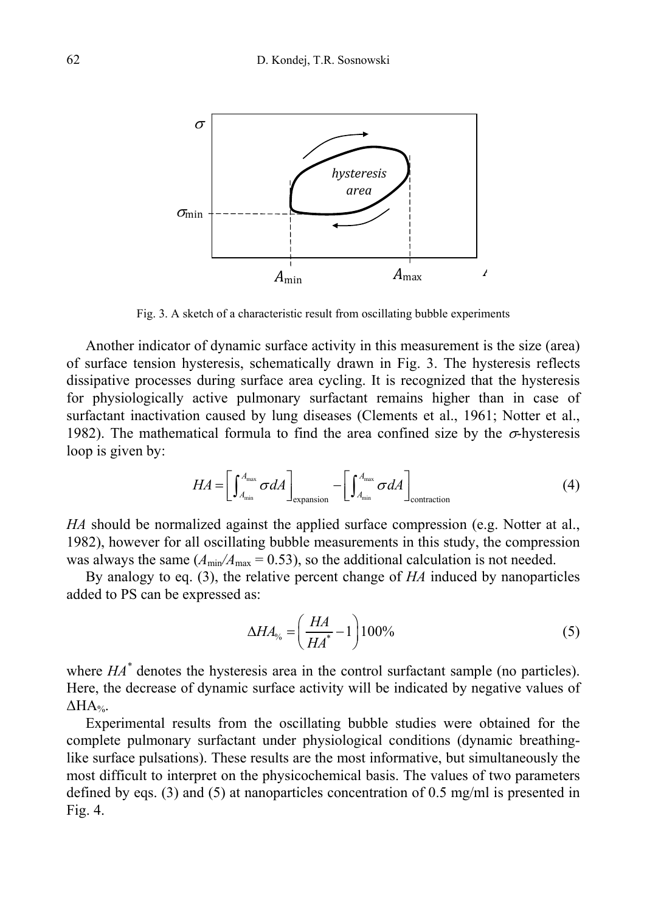Fig. 3. A sketch of a characteristic result from oscillating bubble experiments

Another indicator of dynamic surface activity in this measurement is the size (area) of surface tension hysteresis, schematically drawn in Fig. 3. The hysteresis reflects dissipative processes during surface area cycling. It is recognized that the hysteresis for physiologically active pulmonary surfactant remains higher than in case of surfactant inactivation caused by lung diseases (Clements et al., 1961; Notter et al., 1982). The mathematical formula to find the area confined size by the $\sigma$-hysteresis loop is given by:

$$HA = \left[ \int_{A_{\min}}^{A_{\max}} \sigma dA \right]_{\text{expansion}} - \left[ \int_{A_{\min}}^{A_{\max}} \sigma dA \right]_{\text{contraction}} \tag{4}$$

*HA* should be normalized against the applied surface compression (e.g. Notter at al., 1982), however for all oscillating bubble measurements in this study, the compression was always the same ($A_{\min}/A_{\max} = 0.53$), so the additional calculation is not needed.

By analogy to eq. (3), the relative percent change of *HA* induced by nanoparticles added to PS can be expressed as:

$$\Delta HA_{\%} = \left( \frac{HA}{HA^*} - 1 \right) 100\% \tag{5}$$

where $HA^*$ denotes the hysteresis area in the control surfactant sample (no particles). Here, the decrease of dynamic surface activity will be indicated by negative values of $\Delta HA_{\%}$.

Experimental results from the oscillating bubble studies were obtained for the complete pulmonary surfactant under physiological conditions (dynamic breathing-like surface pulsations). These results are the most informative, but simultaneously the most difficult to interpret on the physicochemical basis. The values of two parameters defined by eqs. (3) and (5) at nanoparticles concentration of 0.5 mg/ml is presented in Fig. 4.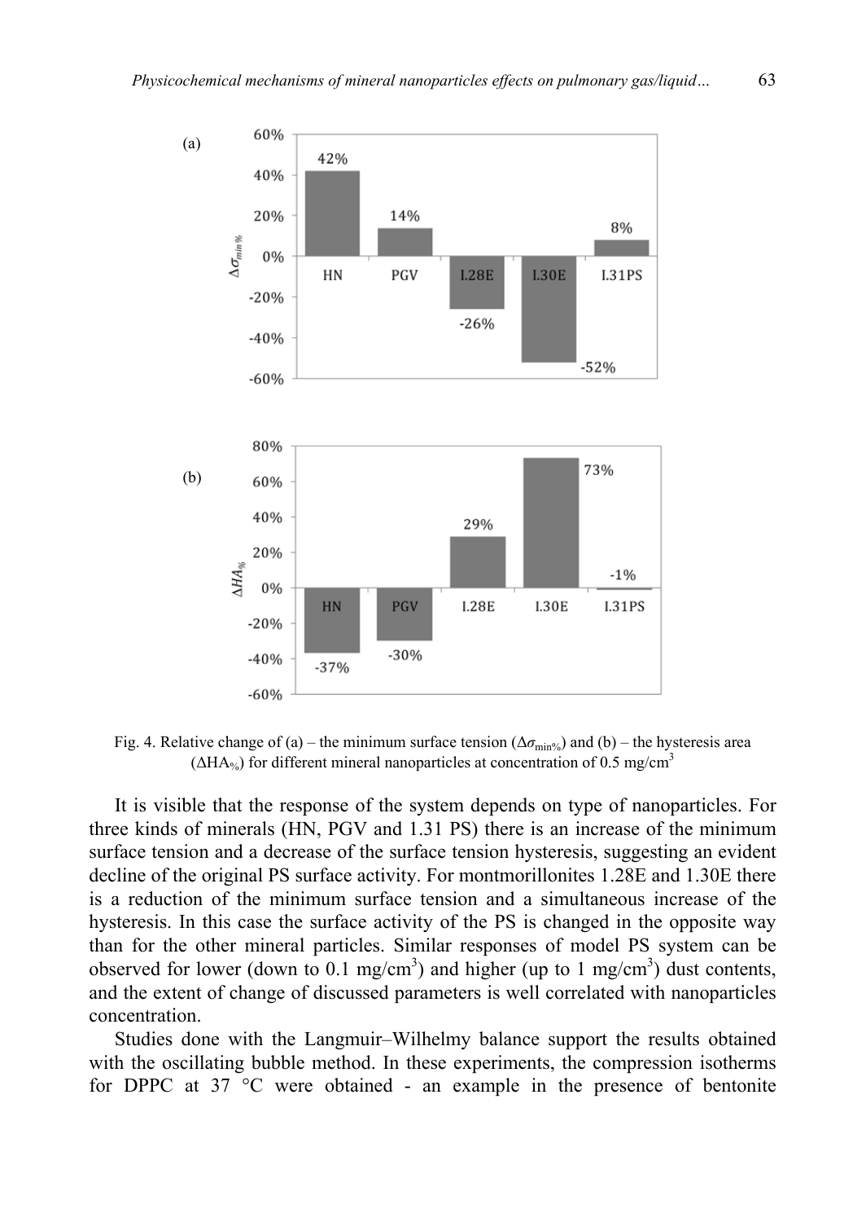Fig. 4. Relative change of (a) – the minimum surface tension ($\Delta\sigma_{min\%}$) and (b) – the hysteresis area ($\Delta HA_{\%}$) for different mineral nanoparticles at concentration of 0.5 mg/cm$^3$

It is visible that the response of the system depends on type of nanoparticles. For three kinds of minerals (HN, PGV and 1.31 PS) there is an increase of the minimum surface tension and a decrease of the surface tension hysteresis, suggesting an evident decline of the original PS surface activity. For montmorillonites 1.28E and 1.30E there is a reduction of the minimum surface tension and a simultaneous increase of the hysteresis. In this case the surface activity of the PS is changed in the opposite way than for the other mineral particles. Similar responses of model PS system can be observed for lower (down to 0.1 mg/cm$^3$) and higher (up to 1 mg/cm$^3$) dust contents, and the extent of change of discussed parameters is well correlated with nanoparticles concentration.

Studies done with the Langmuir–Wilhelmy balance support the results obtained with the oscillating bubble method. In these experiments, the compression isotherms for DPPC at 37 °C were obtained - an example in the presence of bentonite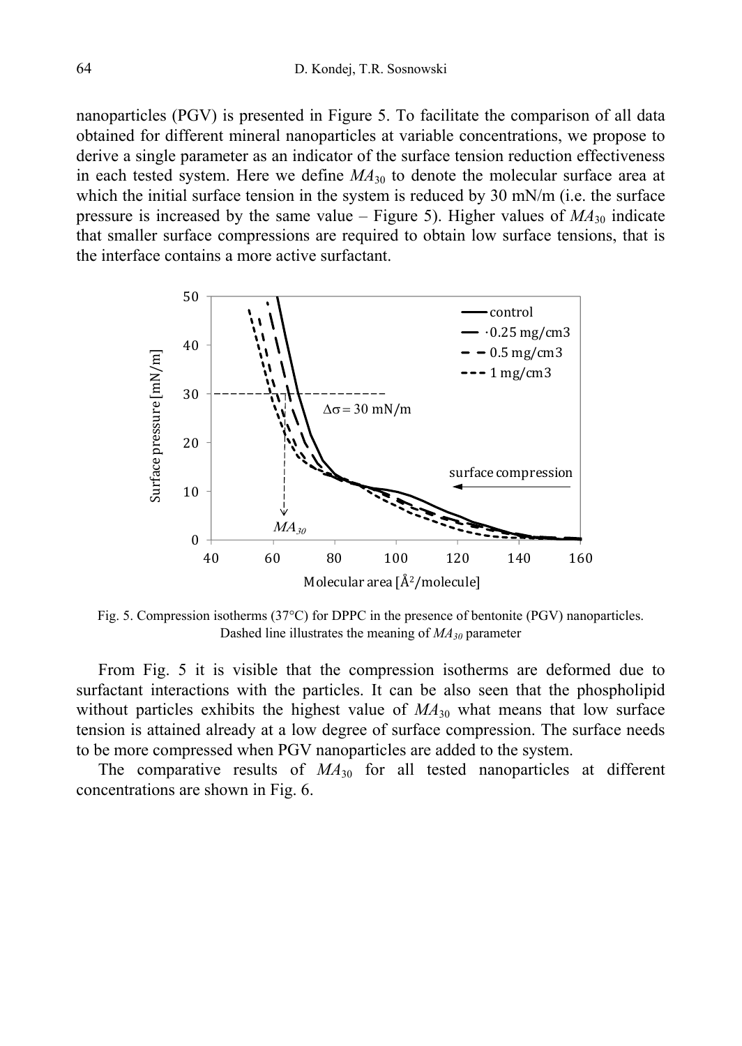nanoparticles (PGV) is presented in Figure 5. To facilitate the comparison of all data obtained for different mineral nanoparticles at variable concentrations, we propose to derive a single parameter as an indicator of the surface tension reduction effectiveness in each tested system. Here we define $MA_{30}$ to denote the molecular surface area at which the initial surface tension in the system is reduced by 30 mN/m (i.e. the surface pressure is increased by the same value – Figure 5). Higher values of $MA_{30}$ indicate that smaller surface compressions are required to obtain low surface tensions, that is the interface contains a more active surfactant.

Fig. 5. Compression isotherms (37°C) for DPPC in the presence of bentonite (PGV) nanoparticles. Dashed line illustrates the meaning of $MA_{30}$ parameter

From Fig. 5 it is visible that the compression isotherms are deformed due to surfactant interactions with the particles. It can be also seen that the phospholipid without particles exhibits the highest value of $MA_{30}$ what means that low surface tension is attained already at a low degree of surface compression. The surface needs to be more compressed when PGV nanoparticles are added to the system.

The comparative results of $MA_{30}$ for all tested nanoparticles at different concentrations are shown in Fig. 6.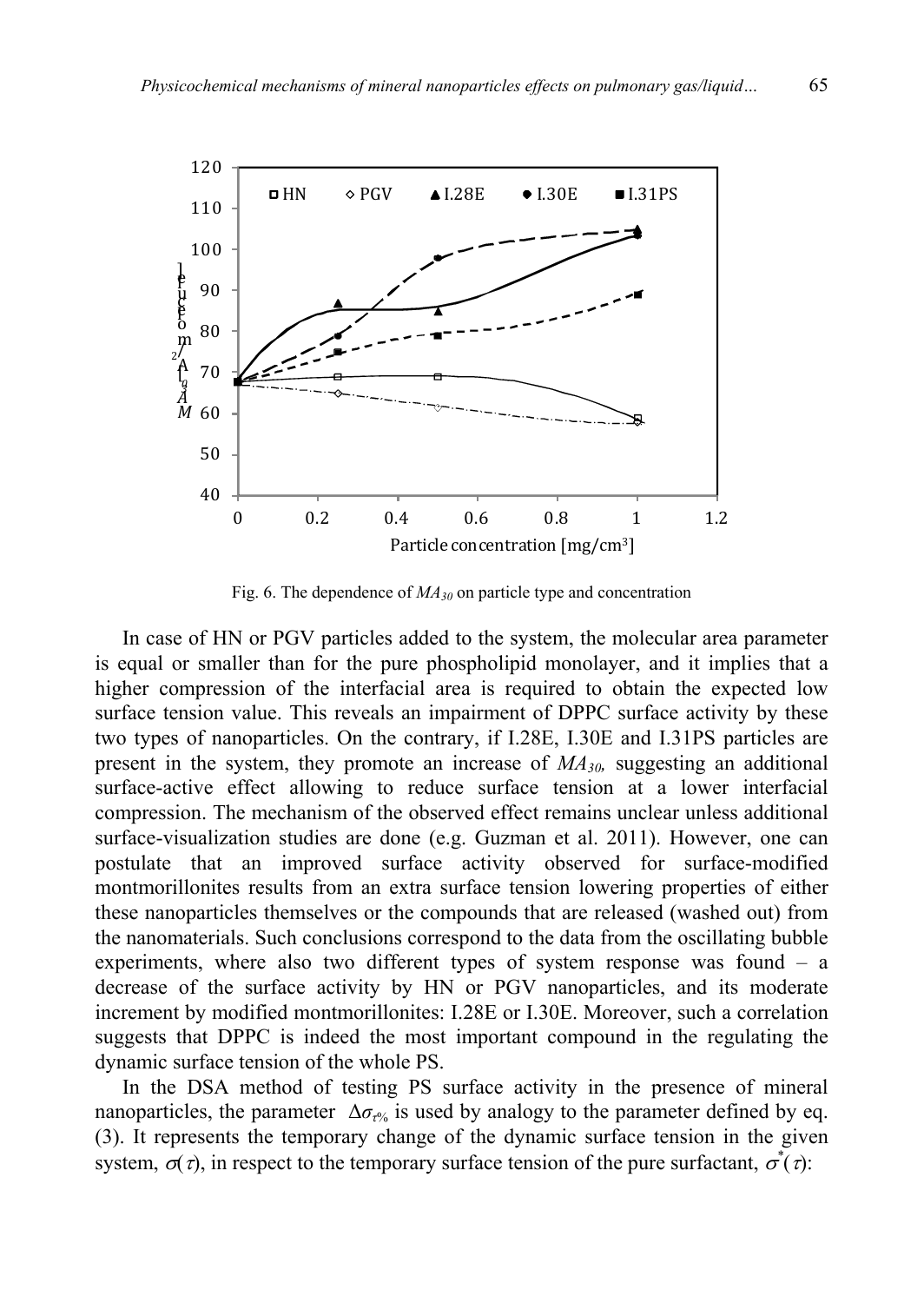Fig. 6. The dependence of $MA_{30}$ on particle type and concentration

In case of HN or PGV particles added to the system, the molecular area parameter is equal or smaller than for the pure phospholipid monolayer, and it implies that a higher compression of the interfacial area is required to obtain the expected low surface tension value. This reveals an impairment of DPPC surface activity by these two types of nanoparticles. On the contrary, if I.28E, I.30E and I.31PS particles are present in the system, they promote an increase of $MA_{30}$, suggesting an additional surface-active effect allowing to reduce surface tension at a lower interfacial compression. The mechanism of the observed effect remains unclear unless additional surface-visualization studies are done (e.g. Guzman et al. 2011). However, one can postulate that an improved surface activity observed for surface-modified montmorillonites results from an extra surface tension lowering properties of either these nanoparticles themselves or the compounds that are released (washed out) from the nanomaterials. Such conclusions correspond to the data from the oscillating bubble experiments, where also two different types of system response was found – a decrease of the surface activity by HN or PGV nanoparticles, and its moderate increment by modified montmorillonites: I.28E or I.30E. Moreover, such a correlation suggests that DPPC is indeed the most important compound in the regulating the dynamic surface tension of the whole PS.

In the DSA method of testing PS surface activity in the presence of mineral nanoparticles, the parameter $\Delta\sigma_{\tau\%}$ is used by analogy to the parameter defined by eq. (3). It represents the temporary change of the dynamic surface tension in the given system, $\sigma(\tau)$, in respect to the temporary surface tension of the pure surfactant, $\sigma^*(\tau)$: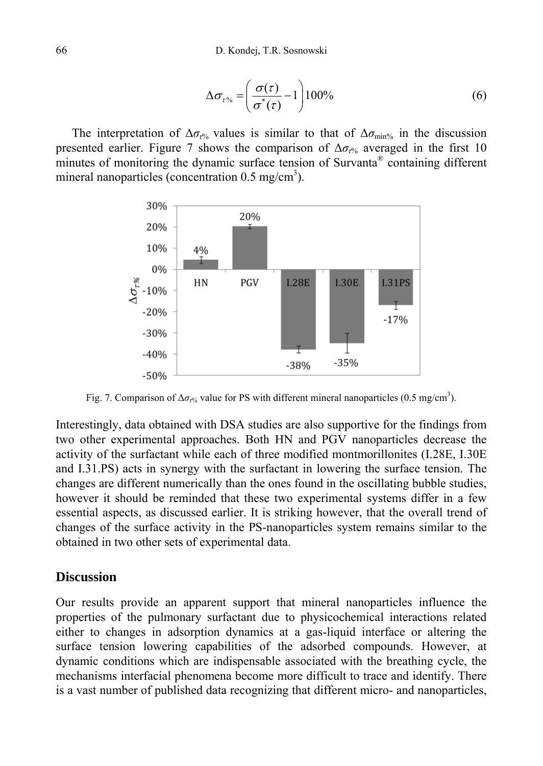$$\Delta\sigma_{\tau\%} = \left(\frac{\sigma(\tau)}{\sigma^*(\tau)} - 1\right)100\% \tag{6}$$

The interpretation of $\Delta\sigma_{\tau\%}$ values is similar to that of $\Delta\sigma_{\min\%}$ in the discussion presented earlier. Figure 7 shows the comparison of $\Delta\sigma_{\tau\%}$ averaged in the first 10 minutes of monitoring the dynamic surface tension of Survanta® containing different mineral nanoparticles (concentration 0.5 mg/cm$^3$).

Fig. 7. Comparison of $\Delta\sigma_{\tau\%}$ value for PS with different mineral nanoparticles (0.5 mg/cm$^3$).

Interestingly, data obtained with DSA studies are also supportive for the findings from two other experimental approaches. Both HN and PGV nanoparticles decrease the activity of the surfactant while each of three modified montmorillonites (I.28E, I.30E and I.31.PS) acts in synergy with the surfactant in lowering the surface tension. The changes are different numerically than the ones found in the oscillating bubble studies, however it should be reminded that these two experimental systems differ in a few essential aspects, as discussed earlier. It is striking however, that the overall trend of changes of the surface activity in the PS-nanoparticles system remains similar to the obtained in two other sets of experimental data.

## Discussion

Our results provide an apparent support that mineral nanoparticles influence the properties of the pulmonary surfactant due to physicochemical interactions related either to changes in adsorption dynamics at a gas-liquid interface or altering the surface tension lowering capabilities of the adsorbed compounds. However, at dynamic conditions which are indispensable associated with the breathing cycle, the mechanisms interfacial phenomena become more difficult to trace and identify. There is a vast number of published data recognizing that different micro- and nanoparticles,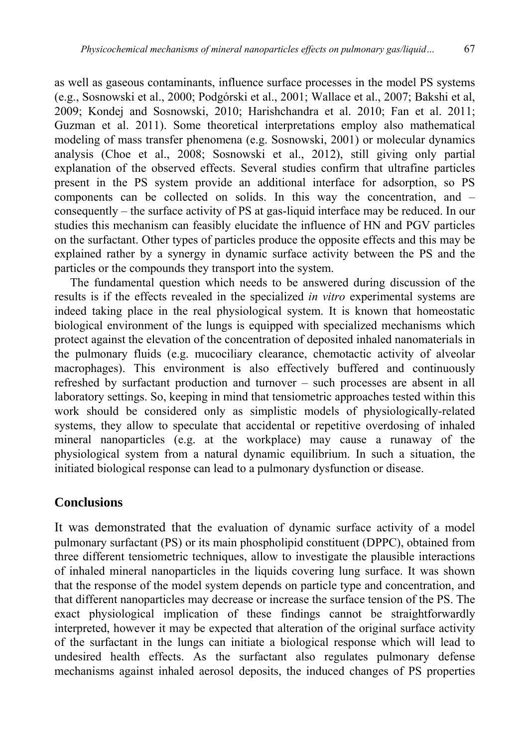as well as gaseous contaminants, influence surface processes in the model PS systems (e.g., Sosnowski et al., 2000; Podgórski et al., 2001; Wallace et al., 2007; Bakshi et al, 2009; Kondej and Sosnowski, 2010; Harishchandra et al. 2010; Fan et al. 2011; Guzman et al. 2011). Some theoretical interpretations employ also mathematical modeling of mass transfer phenomena (e.g. Sosnowski, 2001) or molecular dynamics analysis (Choe et al., 2008; Sosnowski et al., 2012), still giving only partial explanation of the observed effects. Several studies confirm that ultrafine particles present in the PS system provide an additional interface for adsorption, so PS components can be collected on solids. In this way the concentration, and – consequently – the surface activity of PS at gas-liquid interface may be reduced. In our studies this mechanism can feasibly elucidate the influence of HN and PGV particles on the surfactant. Other types of particles produce the opposite effects and this may be explained rather by a synergy in dynamic surface activity between the PS and the particles or the compounds they transport into the system.

The fundamental question which needs to be answered during discussion of the results is if the effects revealed in the specialized *in vitro* experimental systems are indeed taking place in the real physiological system. It is known that homeostatic biological environment of the lungs is equipped with specialized mechanisms which protect against the elevation of the concentration of deposited inhaled nanomaterials in the pulmonary fluids (e.g. mucociliary clearance, chemotactic activity of alveolar macrophages). This environment is also effectively buffered and continuously refreshed by surfactant production and turnover – such processes are absent in all laboratory settings. So, keeping in mind that tensiometric approaches tested within this work should be considered only as simplistic models of physiologically-related systems, they allow to speculate that accidental or repetitive overdosing of inhaled mineral nanoparticles (e.g. at the workplace) may cause a runaway of the physiological system from a natural dynamic equilibrium. In such a situation, the initiated biological response can lead to a pulmonary dysfunction or disease.

## Conclusions

It was demonstrated that the evaluation of dynamic surface activity of a model pulmonary surfactant (PS) or its main phospholipid constituent (DPPC), obtained from three different tensiometric techniques, allow to investigate the plausible interactions of inhaled mineral nanoparticles in the liquids covering lung surface. It was shown that the response of the model system depends on particle type and concentration, and that different nanoparticles may decrease or increase the surface tension of the PS. The exact physiological implication of these findings cannot be straightforwardly interpreted, however it may be expected that alteration of the original surface activity of the surfactant in the lungs can initiate a biological response which will lead to undesired health effects. As the surfactant also regulates pulmonary defense mechanisms against inhaled aerosol deposits, the induced changes of PS properties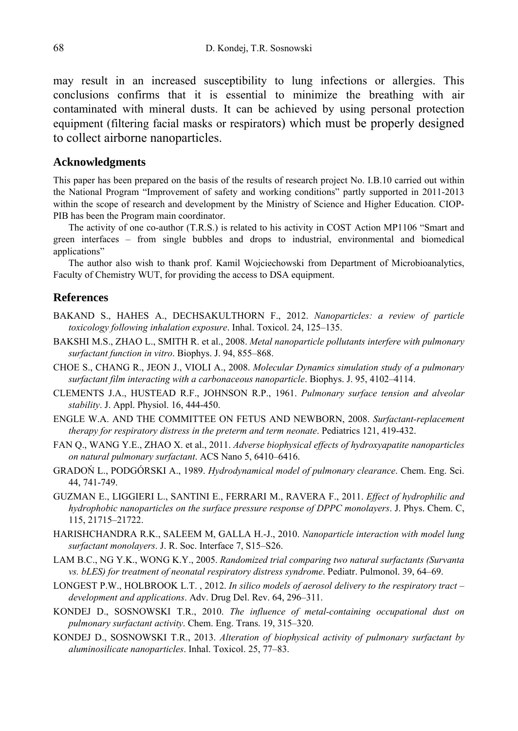may result in an increased susceptibility to lung infections or allergies. This conclusions confirms that it is essential to minimize the breathing with air contaminated with mineral dusts. It can be achieved by using personal protection equipment (filtering facial masks or respirators) which must be properly designed to collect airborne nanoparticles.

## Acknowledgments

This paper has been prepared on the basis of the results of research project No. I.B.10 carried out within the National Program "Improvement of safety and working conditions" partly supported in 2011-2013 within the scope of research and development by the Ministry of Science and Higher Education. CIOP-PIB has been the Program main coordinator.

The activity of one co-author (T.R.S.) is related to his activity in COST Action MP1106 "Smart and green interfaces – from single bubbles and drops to industrial, environmental and biomedical applications"

The author also wish to thank prof. Kamil Wojciechowski from Department of Microbioanalytics, Faculty of Chemistry WUT, for providing the access to DSA equipment.

## References

BAKAND S., HAHES A., DECHSAKULTHORN F., 2012. *Nanoparticles: a review of particle toxicology following inhalation exposure*. Inhal. Toxicol. 24, 125–135.

BAKSHI M.S., ZHAO L., SMITH R. et al., 2008. *Metal nanoparticle pollutants interfere with pulmonary surfactant function in vitro*. Biophys. J. 94, 855–868.

CHOE S., CHANG R., JEON J., VIOLI A., 2008. *Molecular Dynamics simulation study of a pulmonary surfactant film interacting with a carbonaceous nanoparticle*. Biophys. J. 95, 4102–4114.

CLEMENTS J.A., HUSTEAD R.F., JOHNSON R.P., 1961. *Pulmonary surface tension and alveolar stability*. J. Appl. Physiol. 16, 444-450.

ENGLE W.A. AND THE COMMITTEE ON FETUS AND NEWBORN, 2008. *Surfactant-replacement therapy for respiratory distress in the preterm and term neonate*. Pediatrics 121, 419-432.

FAN Q., WANG Y.E., ZHAO X. et al., 2011. *Adverse biophysical effects of hydroxyapatite nanoparticles on natural pulmonary surfactant*. ACS Nano 5, 6410–6416.

GRADOŃ L., PODGÓRSKI A., 1989. *Hydrodynamical model of pulmonary clearance*. Chem. Eng. Sci. 44, 741-749.

GUZMAN E., LIGGIERI L., SANTINI E., FERRARI M., RAVERA F., 2011. *Effect of hydrophilic and hydrophobic nanoparticles on the surface pressure response of DPPC monolayers*. J. Phys. Chem. C, 115, 21715–21722.

HARISHCHANDRA R.K., SALEEM M, GALLA H.-J., 2010. *Nanoparticle interaction with model lung surfactant monolayers*. J. R. Soc. Interface 7, S15–S26.

LAM B.C., NG Y.K., WONG K.Y., 2005. *Randomized trial comparing two natural surfactants (Survanta vs. bLES) for treatment of neonatal respiratory distress syndrome*. Pediatr. Pulmonol. 39, 64–69.

LONGEST P.W., HOLBROOK L.T. , 2012. *In silico models of aerosol delivery to the respiratory tract – development and applications*. Adv. Drug Del. Rev. 64, 296–311.

KONDEJ D., SOSNOWSKI T.R., 2010. *The influence of metal-containing occupational dust on pulmonary surfactant activity*. Chem. Eng. Trans. 19, 315–320.

KONDEJ D., SOSNOWSKI T.R., 2013. *Alteration of biophysical activity of pulmonary surfactant by aluminosilicate nanoparticles*. Inhal. Toxicol. 25, 77–83.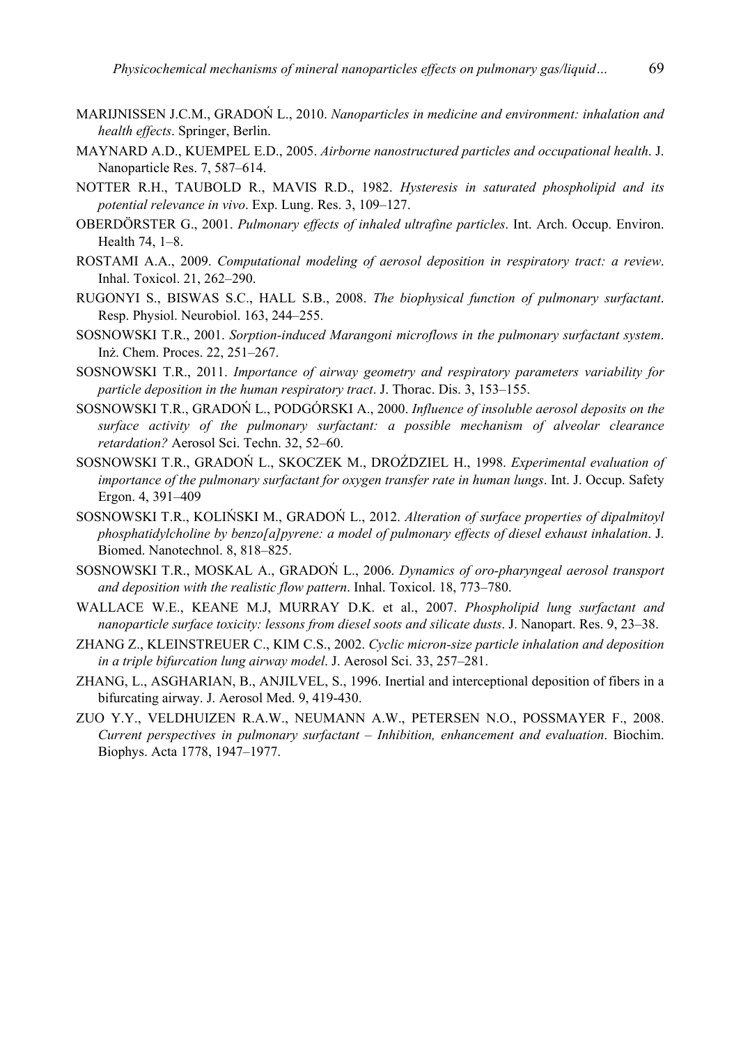MARIJNISSEN J.C.M., GRADOŃ L., 2010. *Nanoparticles in medicine and environment: inhalation and health effects*. Springer, Berlin.

MAYNARD A.D., KUEMPEL E.D., 2005. *Airborne nanostructured particles and occupational health*. J. Nanoparticle Res. 7, 587–614.

NOTTER R.H., TAUBOLD R., MAVIS R.D., 1982. *Hysteresis in saturated phospholipid and its potential relevance in vivo*. Exp. Lung. Res. 3, 109–127.

OBERDÖRSTER G., 2001. *Pulmonary effects of inhaled ultrafine particles*. Int. Arch. Occup. Environ. Health 74, 1–8.

ROSTAMI A.A., 2009. *Computational modeling of aerosol deposition in respiratory tract: a review*. Inhal. Toxicol. 21, 262–290.

RUGONYI S., BISWAS S.C., HALL S.B., 2008. *The biophysical function of pulmonary surfactant*. Resp. Physiol. Neurobiol. 163, 244–255.

SOSNOWSKI T.R., 2001. *Sorption-induced Marangoni microflows in the pulmonary surfactant system*. Inż. Chem. Proces. 22, 251–267.

SOSNOWSKI T.R., 2011. *Importance of airway geometry and respiratory parameters variability for particle deposition in the human respiratory tract*. J. Thorac. Dis. 3, 153–155.

SOSNOWSKI T.R., GRADOŃ L., PODGÓRSKI A., 2000. *Influence of insoluble aerosol deposits on the surface activity of the pulmonary surfactant: a possible mechanism of alveolar clearance retardation?* Aerosol Sci. Techn. 32, 52–60.

SOSNOWSKI T.R., GRADOŃ L., SKOCZEK M., DROŹDZIEL H., 1998. *Experimental evaluation of importance of the pulmonary surfactant for oxygen transfer rate in human lungs*. Int. J. Occup. Safety Ergon. 4, 391–409

SOSNOWSKI T.R., KOLIŃSKI M., GRADOŃ L., 2012. *Alteration of surface properties of dipalmitoyl phosphatidylcholine by benzo[a]pyrene: a model of pulmonary effects of diesel exhaust inhalation*. J. Biomed. Nanotechnol. 8, 818–825.

SOSNOWSKI T.R., MOSKAL A., GRADOŃ L., 2006. *Dynamics of oro-pharyngeal aerosol transport and deposition with the realistic flow pattern*. Inhal. Toxicol. 18, 773–780.

WALLACE W.E., KEANE M.J, MURRAY D.K. et al., 2007. *Phospholipid lung surfactant and nanoparticle surface toxicity: lessons from diesel soots and silicate dusts*. J. Nanopart. Res. 9, 23–38.

ZHANG Z., KLEINSTREUER C., KIM C.S., 2002. *Cyclic micron-size particle inhalation and deposition in a triple bifurcation lung airway model*. J. Aerosol Sci. 33, 257–281.

ZHANG, L., ASGHARIAN, B., ANJILVEL, S., 1996. Inertial and interceptional deposition of fibers in a bifurcating airway. J. Aerosol Med. 9, 419-430.

ZUO Y.Y., VELDHUIZEN R.A.W., NEUMANN A.W., PETERSEN N.O., POSSMAYER F., 2008. *Current perspectives in pulmonary surfactant – Inhibition, enhancement and evaluation*. Biochim. Biophys. Acta 1778, 1947–1977.